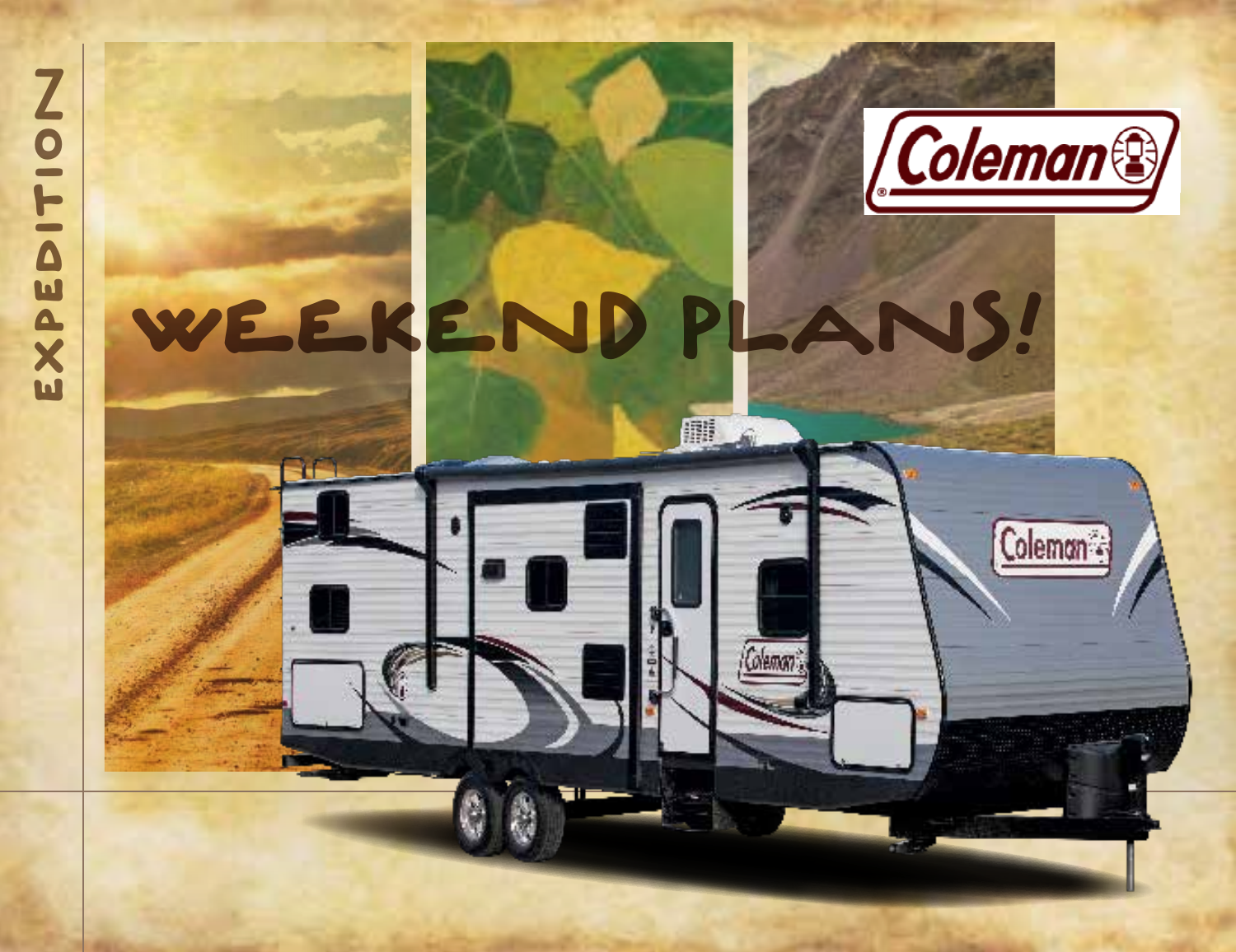EXPEDITION

Coleman

# WEEKEND PLANS!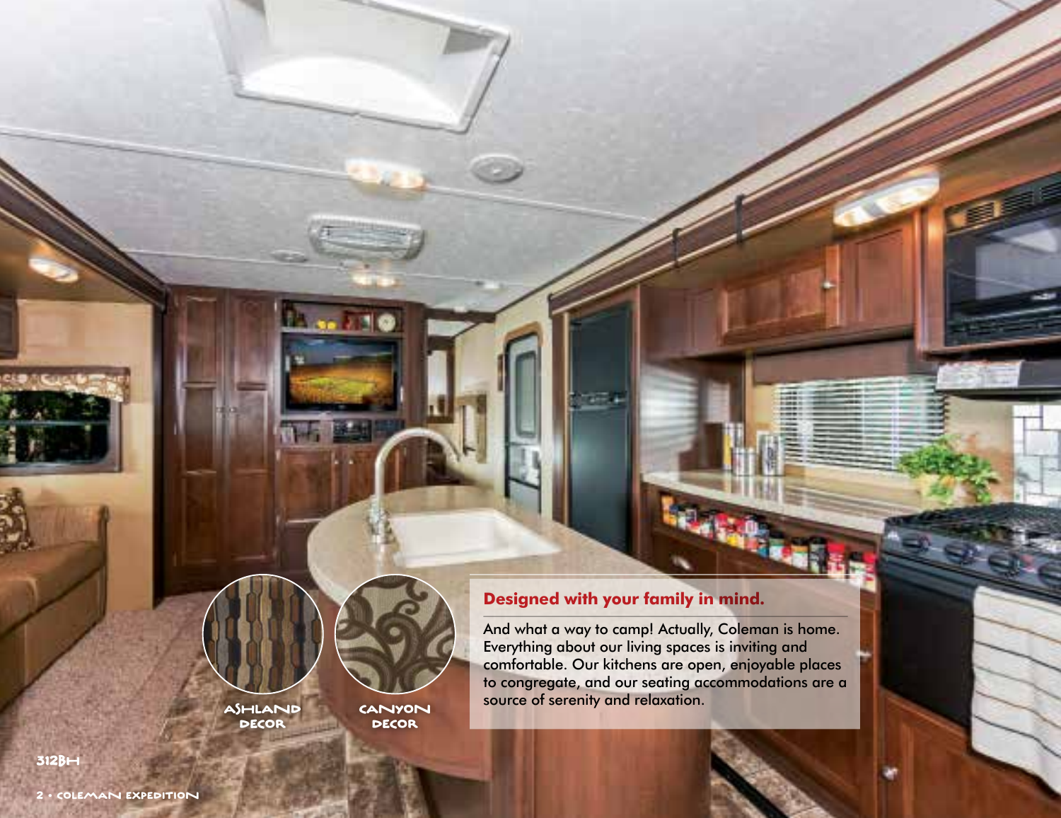## Designed with your family in mind.

And what a way to camp! Actually, Coleman is home. Everything about our living spaces is inviting and comfortable. Our kitchens are open, enjoyable places to congregate, and our seating accommodations are a source of serenity and relaxation.

ASHLAND DECOR

CANYON DECOR

312BH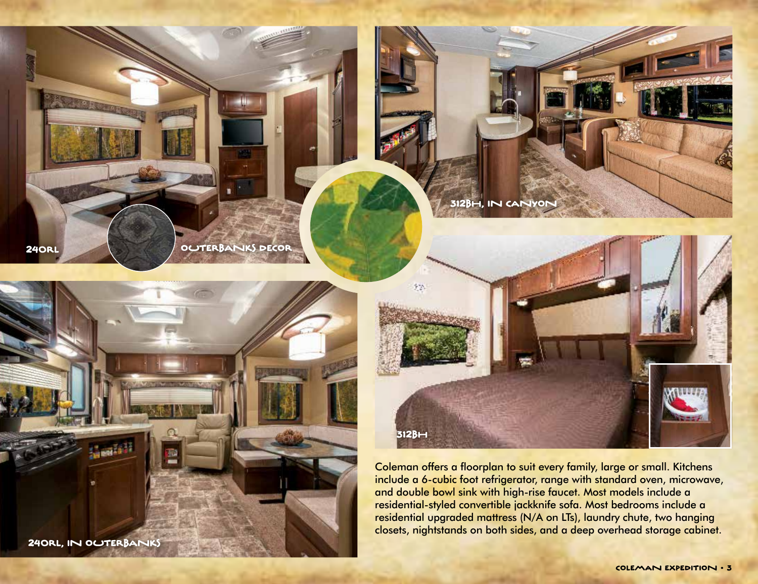240RL

OUTERBANKS DECOR

312BH, IN CANYON

312BH

240RL, IN OUTERBANKS

Coleman offers a floorplan to suit every family, large or small. Kitchens include a 6-cubic foot refrigerator, range with standard oven, microwave, and double bowl sink with high-rise faucet. Most models include a residential-styled convertible jackknife sofa. Most bedrooms include a residential upgraded mattress (N/A on LTs), laundry chute, two hanging closets, nightstands on both sides, and a deep overhead storage cabinet.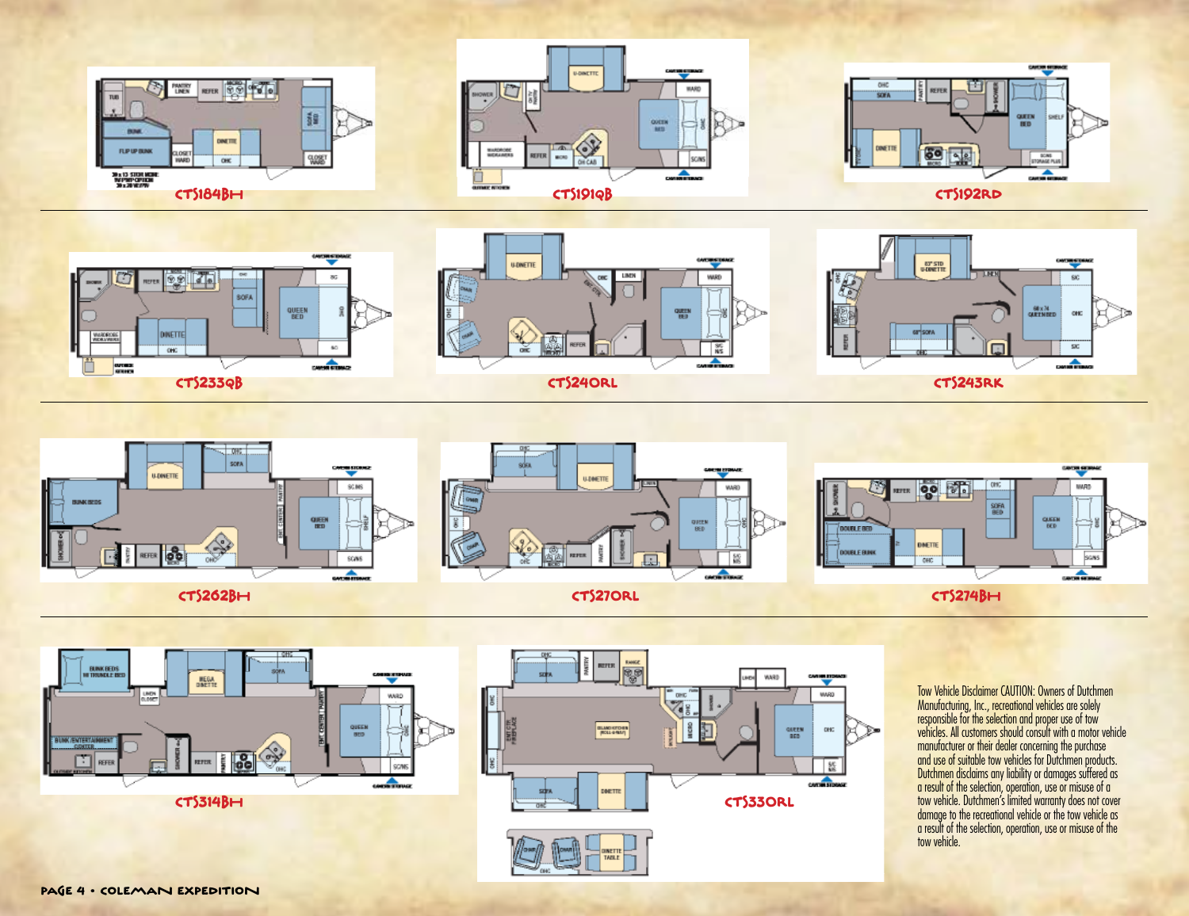CTS184BH

CTS191QB

CTS192RD

CTS233QB

CTS240RL

CTS243RK

CTS262BH

CTS270RL

CTS274BH

CTS314BH

CTS330RL

Tow Vehicle Disclaimer CAUTION: Owners of Dutchmen Manufacturing, Inc., recreational vehicles are solely responsible for the selection and proper use of tow vehicles. All customers should consult with a motor vehicle manufacturer or their dealer concerning the purchase and use of suitable tow vehicles for Dutchmen products. Dutchmen disclaims any liability or damages suffered as a result of the selection, operation, use or misuse of a tow vehicle. Dutchmen's limited warranty does not cover damage to the recreational vehicle or the tow vehicle as a result of the selection, operation, use or misuse of the tow vehicle.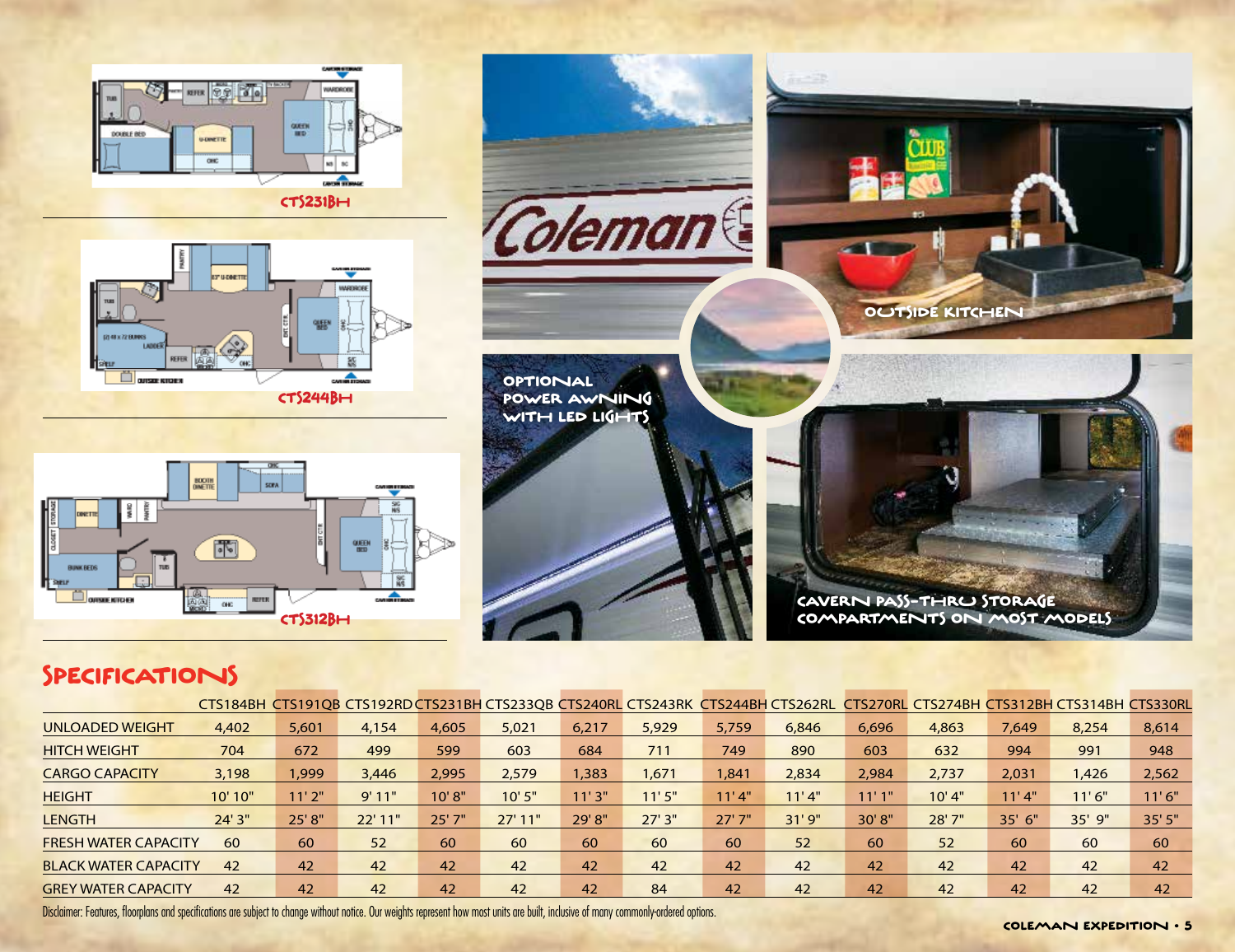CTS231BH

CTS244BH

CTS312BH

OPTIONAL POWER AWNING WITH LED LIGHTS

OUTSIDE KITCHEN

CAVERN PASS-THRU STORAGE COMPARTMENTS ON MOST MODELS

## SPECIFICATIONS

| | CTS184BH | CTS191QB | CTS192RD | CTS231BH | CTS233QB | CTS240RL | CTS243RK | CTS244BH | CTS262RL | CTS270RL | CTS274BH | CTS312BH | CTS314BH | CTS330RL |
|---|---|---|---|---|---|---|---|---|---|---|---|---|---|---|
| UNLOADED WEIGHT | 4,402 | 5,601 | 4,154 | 4,605 | 5,021 | 6,217 | 5,929 | 5,759 | 6,846 | 6,696 | 4,863 | 7,649 | 8,254 | 8,614 |
| HITCH WEIGHT | 704 | 672 | 499 | 599 | 603 | 684 | 711 | 749 | 890 | 603 | 632 | 994 | 991 | 948 |
| CARGO CAPACITY | 3,198 | 1,999 | 3,446 | 2,995 | 2,579 | 1,383 | 1,671 | 1,841 | 2,834 | 2,984 | 2,737 | 2,031 | 1,426 | 2,562 |
| HEIGHT | 10' 10" | 11' 2" | 9' 11" | 10' 8" | 10' 5" | 11' 3" | 11' 5" | 11' 4" | 11' 4" | 11' 1" | 10' 4" | 11' 4" | 11' 6" | 11' 6" |
| LENGTH | 24' 3" | 25' 8" | 22' 11" | 25' 7" | 27' 11" | 29' 8" | 27' 3" | 27' 7" | 31' 9" | 30' 8" | 28' 7" | 35' 6" | 35' 9" | 35' 5" |
| FRESH WATER CAPACITY | 60 | 60 | 52 | 60 | 60 | 60 | 60 | 60 | 52 | 60 | 52 | 60 | 60 | 60 |
| BLACK WATER CAPACITY | 42 | 42 | 42 | 42 | 42 | 42 | 42 | 42 | 42 | 42 | 42 | 42 | 42 | 42 |
| GREY WATER CAPACITY | 42 | 42 | 42 | 42 | 42 | 42 | 84 | 42 | 42 | 42 | 42 | 42 | 42 | 42 |

Disclaimer: Features, floorplans and specifications are subject to change without notice. Our weights represent how most units are built, inclusive of many commonly-ordered options.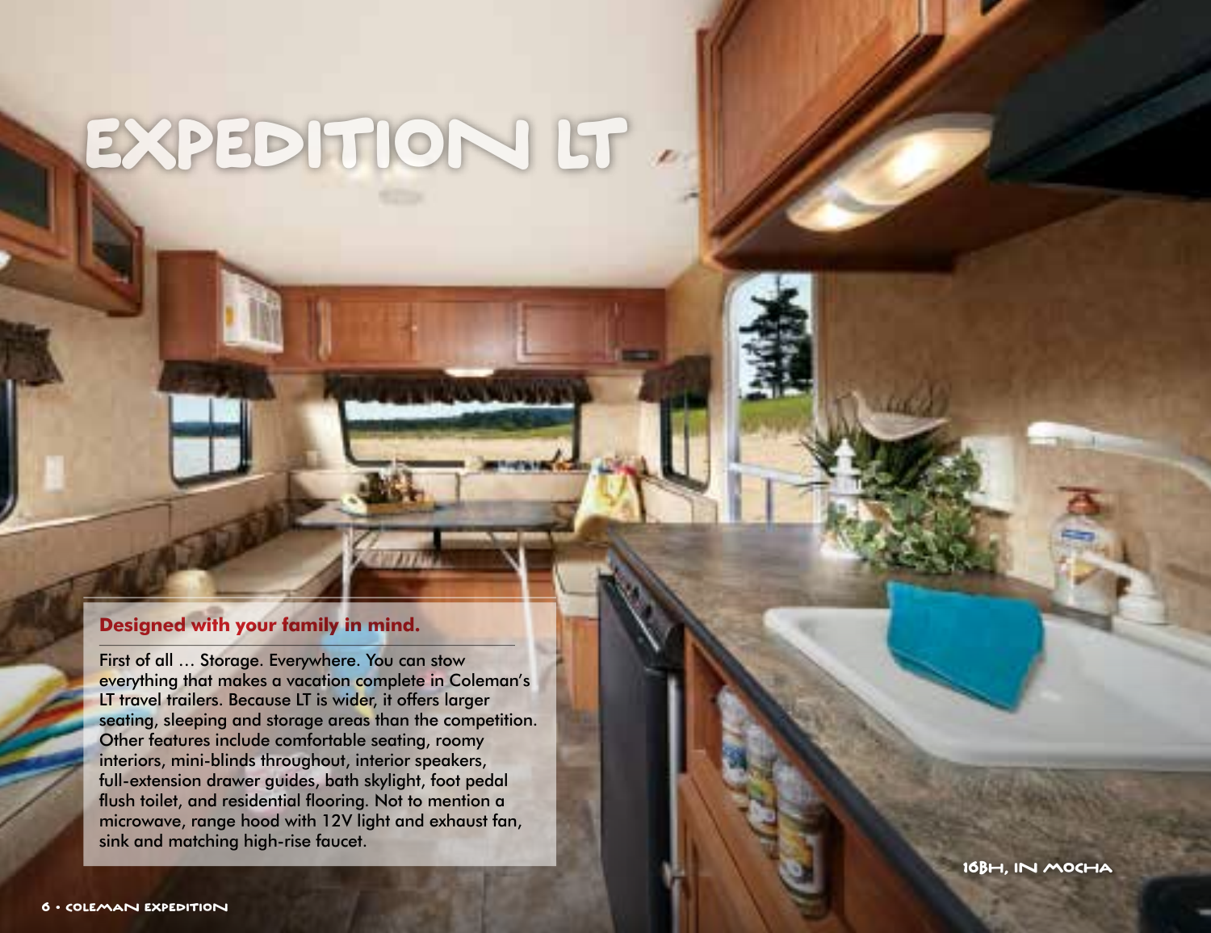# EXPEDITION LT

**Designed with your family in mind.**

First of all … Storage. Everywhere. You can stow everything that makes a vacation complete in Coleman's LT travel trailers. Because LT is wider, it offers larger seating, sleeping and storage areas than the competition. Other features include comfortable seating, roomy interiors, mini-blinds throughout, interior speakers, full-extension drawer guides, bath skylight, foot pedal flush toilet, and residential flooring. Not to mention a microwave, range hood with 12V light and exhaust fan, sink and matching high-rise faucet.

16BH, IN MOCHA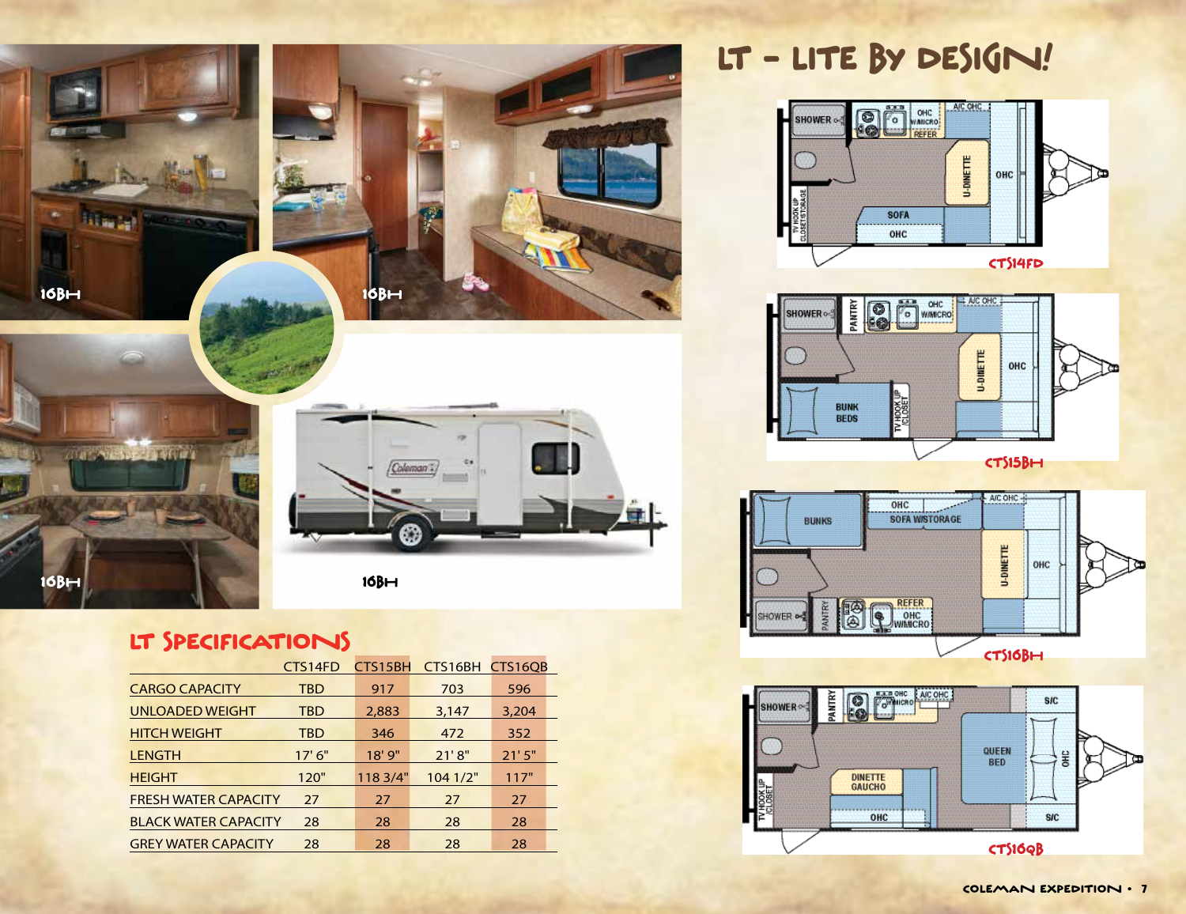# LT - Lite By Design!

16BH

16BH

16BH

16BH

CTS14FD

CTS15BH

CTS16BH

CTS16QB

## LT Specifications

| | CTS14FD | CTS15BH | CTS16BH | CTS16QB |
|---|---|---|---|---|
| CARGO CAPACITY | TBD | 917 | 703 | 596 |
| UNLOADED WEIGHT | TBD | 2,883 | 3,147 | 3,204 |
| HITCH WEIGHT | TBD | 346 | 472 | 352 |
| LENGTH | 17' 6" | 18' 9" | 21' 8" | 21' 5" |
| HEIGHT | 120" | 118 3/4" | 104 1/2" | 117" |
| FRESH WATER CAPACITY | 27 | 27 | 27 | 27 |
| BLACK WATER CAPACITY | 28 | 28 | 28 | 28 |
| GREY WATER CAPACITY | 28 | 28 | 28 | 28 |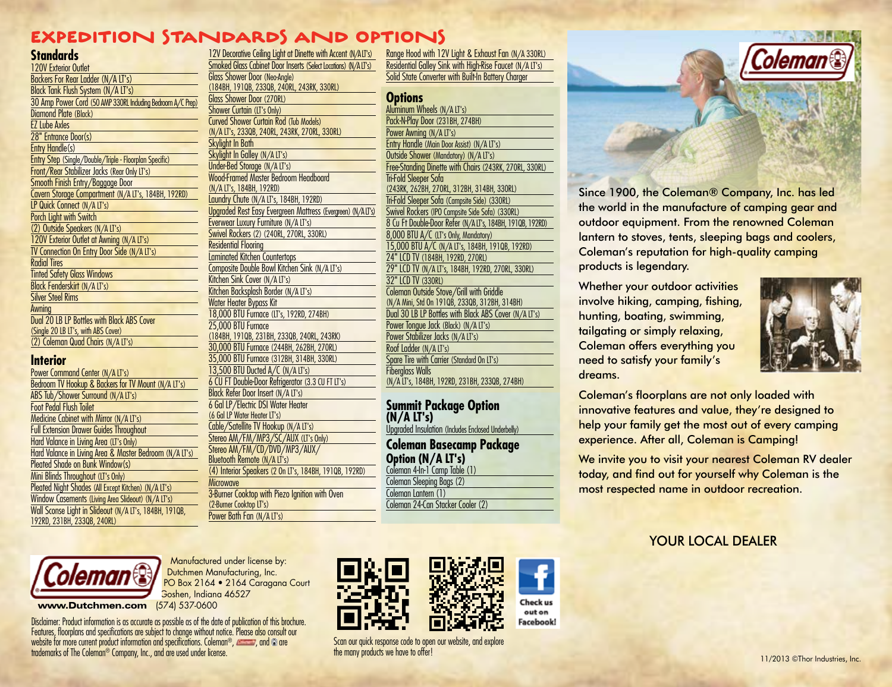# EXPEDITION STANDARDS AND OPTIONS

## Standards

- 120V Exterior Outlet
- Backers For Rear Ladder (N/A LT's)
- Black Tank Flush System (N/A LT's)
- 30 Amp Power Cord (50 AMP 330RL Including Bedroom A/C Prep)
- Diamond Plate (Black)
- EZ Lube Axles
- 28" Entrance Door(s)
- Entry Handle(s)
- Entry Step (Single/Double/Triple - Floorplan Specific)
- Front/Rear Stabilizer Jacks (Rear Only LT's)
- Smooth Finish Entry/Baggage Door
- Cavern Storage Compartment (N/A LT's, 184BH, 192RD)
- LP Quick Connect (N/A LT's)
- Porch Light with Switch
- (2) Outside Speakers (N/A LT's)
- 120V Exterior Outlet at Awning (N/A LT's)
- TV Connection On Entry Door Side (N/A LT's)
- Radial Tires
- Tinted Safety Glass Windows
- Black Fenderskirt (N/A LT's)
- Silver Steel Rims
- Awning
- Dual 20 LB LP Bottles with Black ABS Cover (Single 20 LB LT's, with ABS Cover)
- (2) Coleman Quad Chairs (N/A LT's)

## Interior

- Power Command Center (N/A LT's)
- Bedroom TV Hookup & Backers for TV Mount (N/A LT's)
- ABS Tub/Shower Surround (N/A LT's)
- Foot Pedal Flush Toilet
- Medicine Cabinet with Mirror (N/A LT's)
- Full Extension Drawer Guides Throughout
- Hard Valance in Living Area (LT's Only)
- Hard Valance in Living Area & Master Bedroom (N/A LT's)
- Pleated Shade on Bunk Window(s)
- Mini Blinds Throughout (LT's Only)
- Pleated Night Shades (All Except Kitchen) (N/A LT's)
- Window Casements (Living Area Slideout) (N/A LT's)
- Wall Sconse Light in Slideout (N/A LT's, 184BH, 191QB, 192RD, 231BH, 233QB, 240RL)
- 12V Decorative Ceiling Light at Dinette with Accent (N/A LT's)
- Smoked Glass Cabinet Door Inserts (Select Locations) (N/A LT's)
- Glass Shower Door (Neo-Angle) (184BH, 191QB, 233QB, 240RL, 243RK, 330RL)
- Glass Shower Door (270RL)
- Shower Curtain (LT's Only)
- Curved Shower Curtain Rod (Tub Models) (N/A LT's, 233QB, 240RL, 243RK, 270RL, 330RL)
- Skylight In Bath
- Skylight In Galley (N/A LT's)
- Under-Bed Storage (N/A LT's)
- Wood-Framed Master Bedroom Headboard (N/A LT's, 184BH, 192RD)
- Laundry Chute (N/A LT's, 184BH, 192RD)
- Upgraded Rest Easy Evergreen Mattress (Evergreen) (N/A LT's)
- Everwear Luxury Furniture (N/A LT's)
- Swivel Rockers (2) (240RL, 270RL, 330RL)
- Residential Flooring
- Laminated Kitchen Countertops
- Composite Double Bowl Kitchen Sink (N/A LT's)
- Kitchen Sink Cover (N/A LT's)
- Kitchen Backsplash Border (N/A LT's)
- Water Heater Bypass Kit
- 18,000 BTU Furnace (LT's, 192RD, 274BH)
- 25,000 BTU Furnace (184BH, 191QB, 231BH, 233QB, 240RL, 243RK)
- 30,000 BTU Furnace (244BH, 262BH, 270RL)
- 35,000 BTU Furnace (312BH, 314BH, 330RL)
- 13,500 BTU Ducted A/C (N/A LT's)
- 6 CU FT Double-Door Refrigerator (3.3 CU FT LT's)
- Black Refer Door Insert (N/A LT's)
- 6 Gal LP/Electric DSI Water Heater (6 Gal LP Water Heater LT's)
- Cable/Satellite TV Hookup (N/A LT's)
- Stereo AM/FM/MP3/SC/AUX (LT's Only)
- Stereo AM/FM/CD/DVD/MP3/AUX/ Bluetooth Remote (N/A LT's)
- (4) Interior Speakers (2 On LT's, 184BH, 191QB, 192RD)
- Microwave
- 3-Burner Cooktop with Piezo Ignition with Oven (2-Burner Cooktop LT's)
- Power Bath Fan (N/A LT's)
- Range Hood with 12V Light & Exhaust Fan (N/A 330RL)
- Residential Galley Sink with High-Rise Faucet (N/A LT's)
- Solid State Converter with Built-In Battery Charger

## Options

- Aluminum Wheels (N/A LT's)
- Pack-N-Play Door (231BH, 274BH)
- Power Awning (N/A LT's)
- Entry Handle (Main Door Assist) (N/A LT's)
- Outside Shower (Mandatory) (N/A LT's)
- Free-Standing Dinette with Chairs (243RK, 270RL, 330RL)
- Tri-Fold Sleeper Sofa (243RK, 262BH, 270RL, 312BH, 314BH, 330RL)
- Tri-Fold Sleeper Sofa (Campsite Side) (330RL)
- Swivel Rockers (IPO Campsite Side Sofa) (330RL)
- 8 Cu Ft Double-Door Refer (N/A LT's, 184BH, 191QB, 192RD)
- 8,000 BTU A/C (LT's Only, Mandatory)
- 15,000 BTU A/C (N/A LT's, 184BH, 191QB, 192RD)
- 24" LCD TV (184BH, 192RD, 270RL)
- 29" LCD TV (N/A LT's, 184BH, 192RD, 274BH, 330RL)
- 32" LCD TV (330RL)
- Coleman Outside Stove/Grill with Griddle (N/A Mini, Std On 191QB, 233QB, 312BH, 314BH)
- Dual 30 LB LP Bottles with Black ABS Cover (N/A LT's)
- Power Tongue Jack (Black) (N/A LT's)
- Power Stabilizer Jacks (N/A LT's)
- Roof Ladder (N/A LT's)
- Spare Tire with Carrier (Standard On LT's)
- Fiberglass Walls (N/A LT's, 184BH, 192RD, 231BH, 233QB, 274BH)

## Summit Package Option (N/A LT's)

- Upgraded Insulation (Includes Enclosed Underbelly)

## Coleman Basecamp Package Option (N/A LT's)

- Coleman 4-In-1 Camp Table (1)
- Coleman Sleeping Bags (2)
- Coleman Lantern (1)
- Coleman 24-Can Stacker Cooler (2)

Coleman

Since 1900, the Coleman® Company, Inc. has led the world in the manufacture of camping gear and outdoor equipment. From the renowned Coleman lantern to stoves, tents, sleeping bags and coolers, Coleman's reputation for high-quality camping products is legendary.

Whether your outdoor activities involve hiking, camping, fishing, hunting, boating, swimming, tailgating or simply relaxing, Coleman offers everything you need to satisfy your family's dreams.

Coleman's floorplans are not only loaded with innovative features and value, they're designed to help your family get the most out of every camping experience. After all, Coleman is Camping!

We invite you to visit your nearest Coleman RV dealer today, and find out for yourself why Coleman is the most respected name in outdoor recreation.

YOUR LOCAL DEALER

Coleman
www.Dutchmen.com

Manufactured under license by:
Dutchmen Manufacturing, Inc.
PO Box 2164 • 2164 Caragana Court
Goshen, Indiana 46527
(574) 537-0600

Disclaimer: Product information is as accurate as possible as of the date of publication of this brochure. Features, floorplans and specifications are subject to change without notice. Please also consult our website for more current product information and specifications. Coleman®, Coleman, and lantern are trademarks of The Coleman® Company, Inc., and are used under license.

Scan our quick response code to open our website, and explore the many products we have to offer!

Check us out on Facebook!

11/2013 ©Thor Industries, Inc.